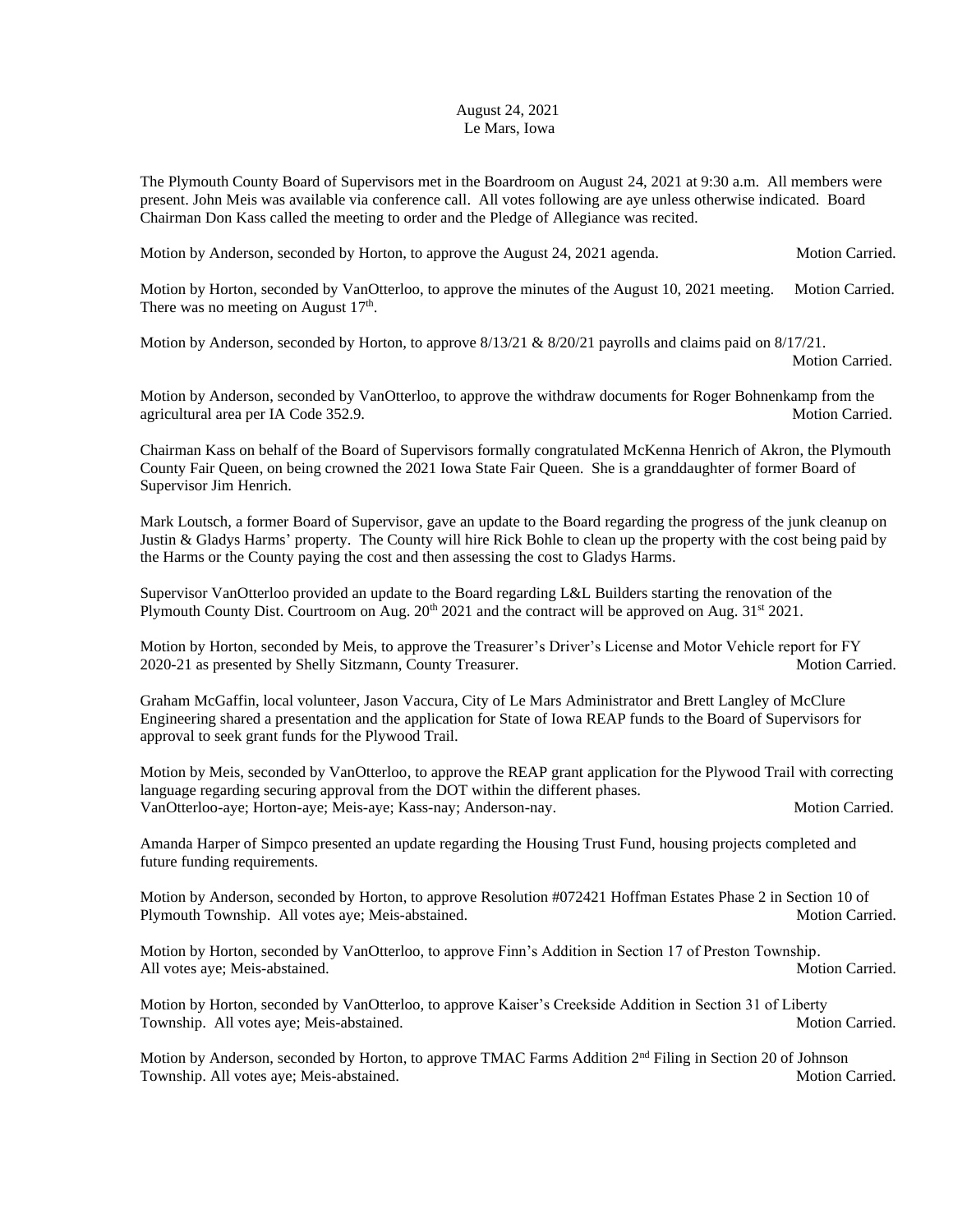August 24, 2021
Le Mars, Iowa

The Plymouth County Board of Supervisors met in the Boardroom on August 24, 2021 at 9:30 a.m. All members were present. John Meis was available via conference call. All votes following are aye unless otherwise indicated. Board Chairman Don Kass called the meeting to order and the Pledge of Allegiance was recited.

Motion by Anderson, seconded by Horton, to approve the August 24, 2021 agenda. Motion Carried.

Motion by Horton, seconded by VanOtterloo, to approve the minutes of the August 10, 2021 meeting. Motion Carried. There was no meeting on August 17th.

Motion by Anderson, seconded by Horton, to approve 8/13/21 & 8/20/21 payrolls and claims paid on 8/17/21. Motion Carried.

Motion by Anderson, seconded by VanOtterloo, to approve the withdraw documents for Roger Bohnenkamp from the agricultural area per IA Code 352.9. Motion Carried.

Chairman Kass on behalf of the Board of Supervisors formally congratulated McKenna Henrich of Akron, the Plymouth County Fair Queen, on being crowned the 2021 Iowa State Fair Queen. She is a granddaughter of former Board of Supervisor Jim Henrich.

Mark Loutsch, a former Board of Supervisor, gave an update to the Board regarding the progress of the junk cleanup on Justin & Gladys Harms' property. The County will hire Rick Bohle to clean up the property with the cost being paid by the Harms or the County paying the cost and then assessing the cost to Gladys Harms.

Supervisor VanOtterloo provided an update to the Board regarding L&L Builders starting the renovation of the Plymouth County Dist. Courtroom on Aug. 20th 2021 and the contract will be approved on Aug. 31st 2021.

Motion by Horton, seconded by Meis, to approve the Treasurer's Driver's License and Motor Vehicle report for FY 2020-21 as presented by Shelly Sitzmann, County Treasurer. Motion Carried.

Graham McGaffin, local volunteer, Jason Vaccura, City of Le Mars Administrator and Brett Langley of McClure Engineering shared a presentation and the application for State of Iowa REAP funds to the Board of Supervisors for approval to seek grant funds for the Plywood Trail.

Motion by Meis, seconded by VanOtterloo, to approve the REAP grant application for the Plywood Trail with correcting language regarding securing approval from the DOT within the different phases.
VanOtterloo-aye; Horton-aye; Meis-aye; Kass-nay; Anderson-nay. Motion Carried.

Amanda Harper of Simpco presented an update regarding the Housing Trust Fund, housing projects completed and future funding requirements.

Motion by Anderson, seconded by Horton, to approve Resolution #072421 Hoffman Estates Phase 2 in Section 10 of Plymouth Township. All votes aye; Meis-abstained. Motion Carried.

Motion by Horton, seconded by VanOtterloo, to approve Finn's Addition in Section 17 of Preston Township. All votes aye; Meis-abstained. Motion Carried.

Motion by Horton, seconded by VanOtterloo, to approve Kaiser's Creekside Addition in Section 31 of Liberty Township. All votes aye; Meis-abstained. Motion Carried.

Motion by Anderson, seconded by Horton, to approve TMAC Farms Addition 2nd Filing in Section 20 of Johnson Township. All votes aye; Meis-abstained. Motion Carried.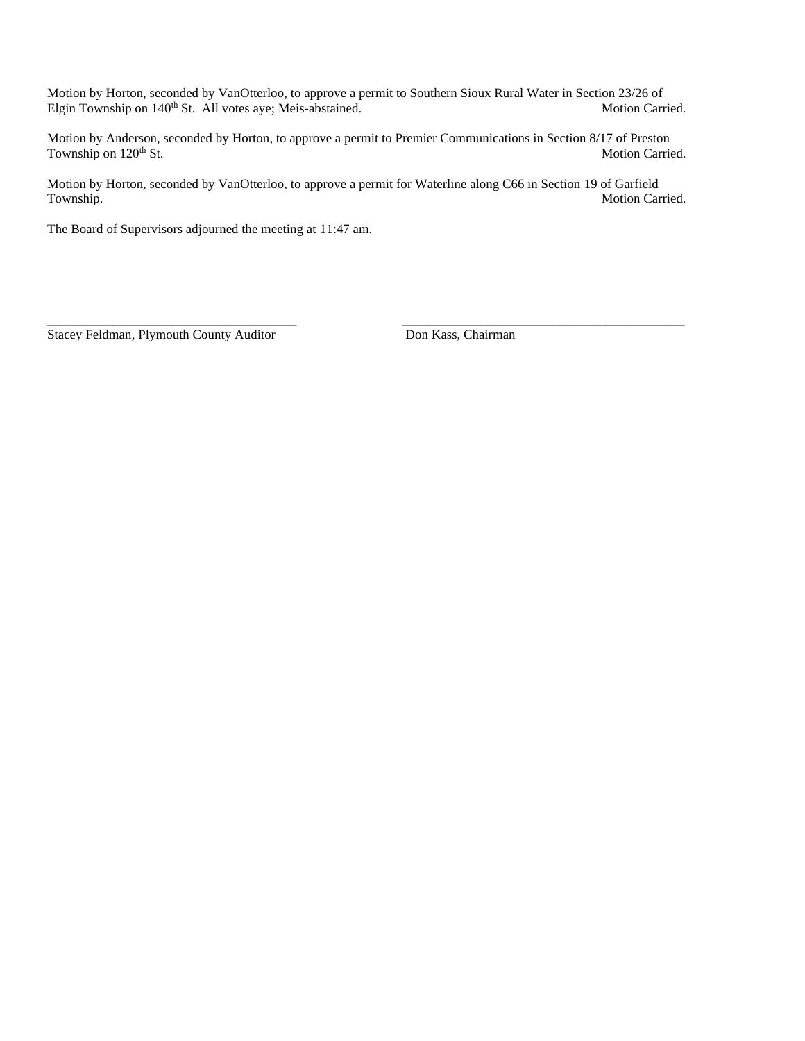Motion by Horton, seconded by VanOtterloo, to approve a permit to Southern Sioux Rural Water in Section 23/26 of Elgin Township on 140th St. All votes aye; Meis-abstained. Motion Carried.

Motion by Anderson, seconded by Horton, to approve a permit to Premier Communications in Section 8/17 of Preston Township on 120th St. Motion Carried.

Motion by Horton, seconded by VanOtterloo, to approve a permit for Waterline along C66 in Section 19 of Garfield Township. Motion Carried.

The Board of Supervisors adjourned the meeting at 11:47 am.

\_\_\_\_\_\_\_\_\_\_\_\_\_\_\_\_\_\_\_\_\_\_\_\_\_\_\_\_\_\_\_\_\_\_\_\_\_\_
Stacey Feldman, Plymouth County Auditor

\_\_\_\_\_\_\_\_\_\_\_\_\_\_\_\_\_\_\_\_\_\_\_\_\_\_\_\_\_\_\_\_\_\_\_\_\_\_
Don Kass, Chairman